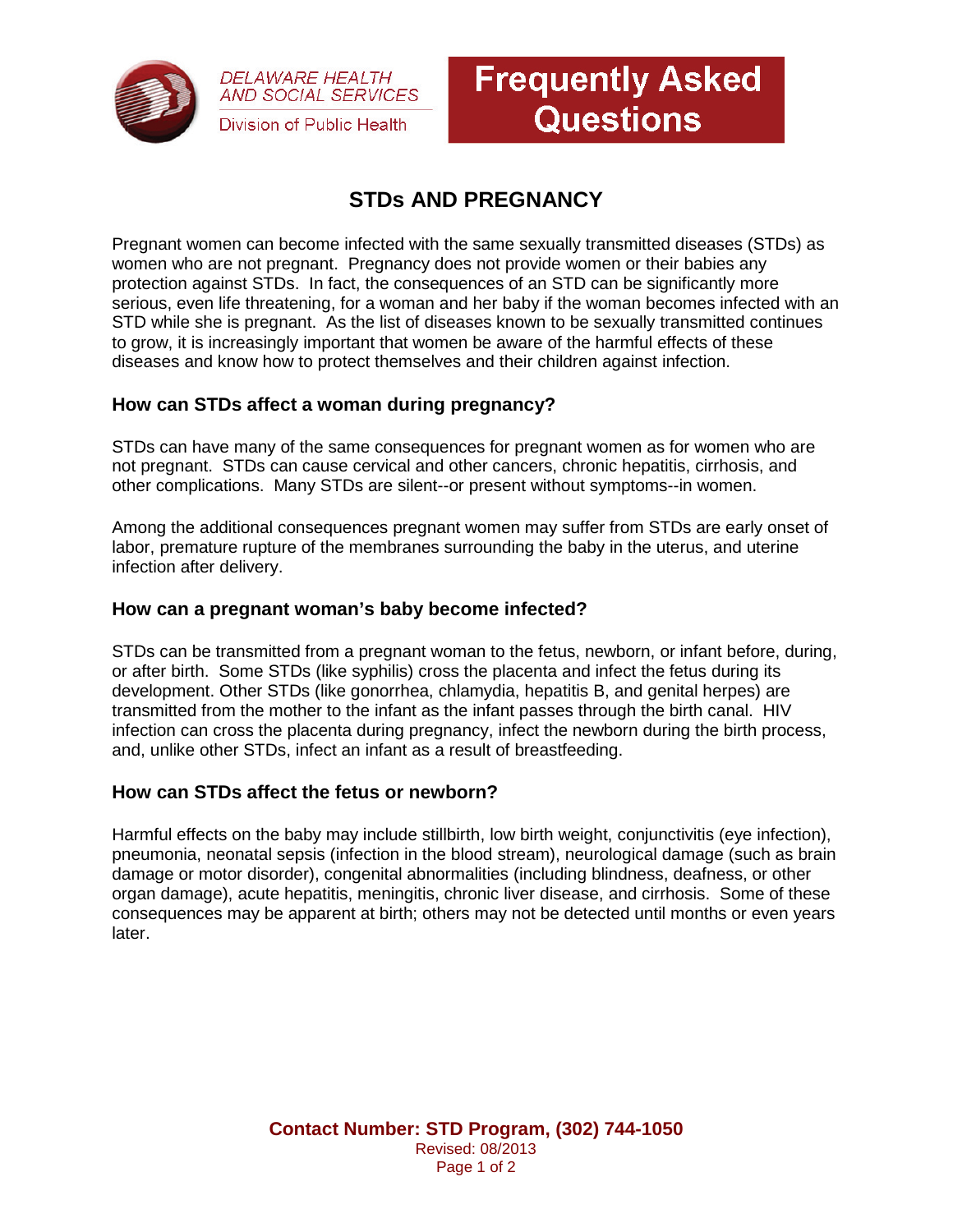DELAWARE HEALTH AND SOCIAL SERVICES

Division of Public Health

**Frequently Asked Questions**

# STDs AND PREGNANCY

Pregnant women can become infected with the same sexually transmitted diseases (STDs) as women who are not pregnant. Pregnancy does not provide women or their babies any protection against STDs. In fact, the consequences of an STD can be significantly more serious, even life threatening, for a woman and her baby if the woman becomes infected with an STD while she is pregnant. As the list of diseases known to be sexually transmitted continues to grow, it is increasingly important that women be aware of the harmful effects of these diseases and know how to protect themselves and their children against infection.

## How can STDs affect a woman during pregnancy?

STDs can have many of the same consequences for pregnant women as for women who are not pregnant. STDs can cause cervical and other cancers, chronic hepatitis, cirrhosis, and other complications. Many STDs are silent--or present without symptoms--in women.

Among the additional consequences pregnant women may suffer from STDs are early onset of labor, premature rupture of the membranes surrounding the baby in the uterus, and uterine infection after delivery.

## How can a pregnant woman's baby become infected?

STDs can be transmitted from a pregnant woman to the fetus, newborn, or infant before, during, or after birth. Some STDs (like syphilis) cross the placenta and infect the fetus during its development. Other STDs (like gonorrhea, chlamydia, hepatitis B, and genital herpes) are transmitted from the mother to the infant as the infant passes through the birth canal. HIV infection can cross the placenta during pregnancy, infect the newborn during the birth process, and, unlike other STDs, infect an infant as a result of breastfeeding.

## How can STDs affect the fetus or newborn?

Harmful effects on the baby may include stillbirth, low birth weight, conjunctivitis (eye infection), pneumonia, neonatal sepsis (infection in the blood stream), neurological damage (such as brain damage or motor disorder), congenital abnormalities (including blindness, deafness, or other organ damage), acute hepatitis, meningitis, chronic liver disease, and cirrhosis. Some of these consequences may be apparent at birth; others may not be detected until months or even years later.

**Contact Number: STD Program, (302) 744-1050**

Revised: 08/2013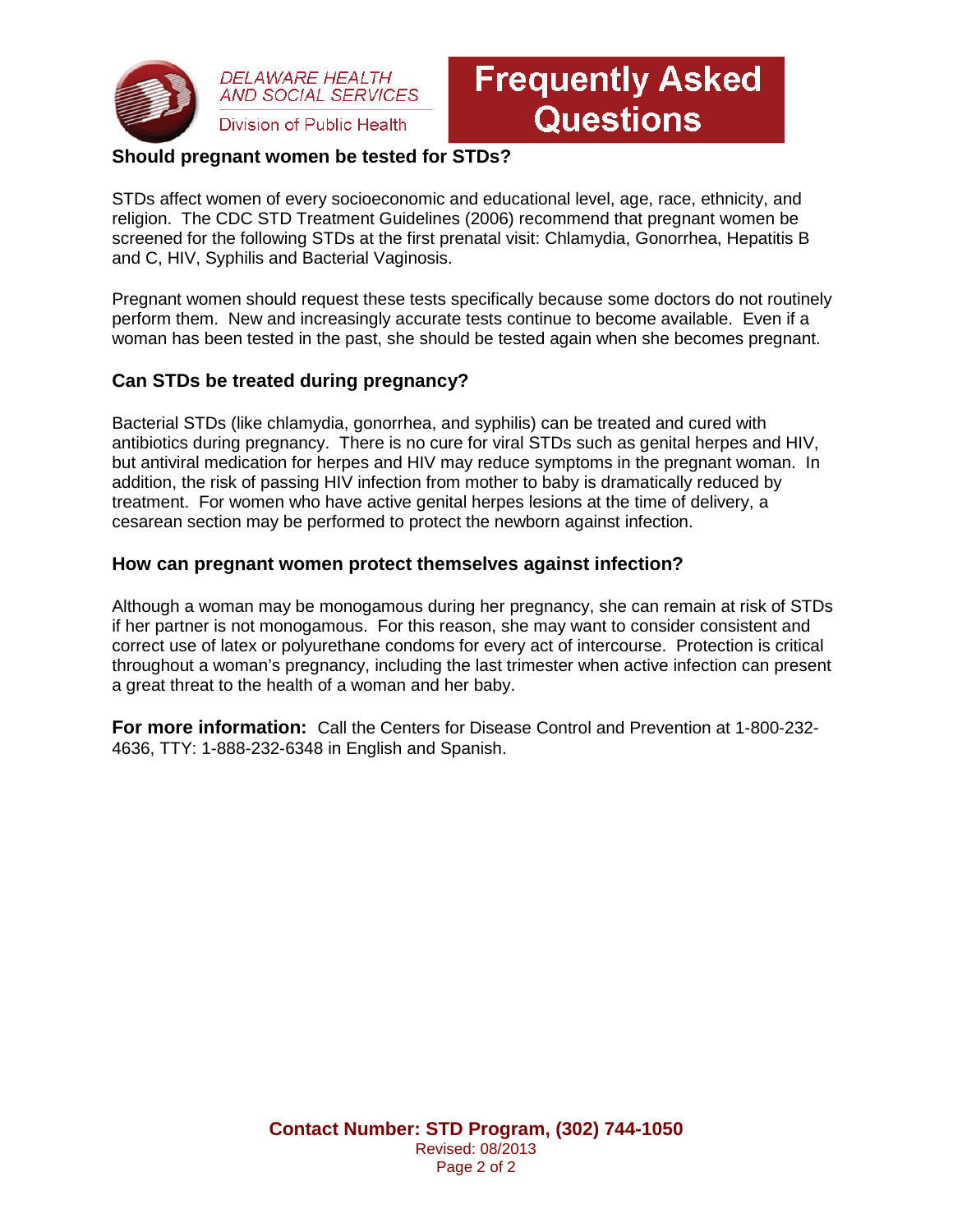## Should pregnant women be tested for STDs?

STDs affect women of every socioeconomic and educational level, age, race, ethnicity, and religion. The CDC STD Treatment Guidelines (2006) recommend that pregnant women be screened for the following STDs at the first prenatal visit: Chlamydia, Gonorrhea, Hepatitis B and C, HIV, Syphilis and Bacterial Vaginosis.

Pregnant women should request these tests specifically because some doctors do not routinely perform them. New and increasingly accurate tests continue to become available. Even if a woman has been tested in the past, she should be tested again when she becomes pregnant.

## Can STDs be treated during pregnancy?

Bacterial STDs (like chlamydia, gonorrhea, and syphilis) can be treated and cured with antibiotics during pregnancy. There is no cure for viral STDs such as genital herpes and HIV, but antiviral medication for herpes and HIV may reduce symptoms in the pregnant woman. In addition, the risk of passing HIV infection from mother to baby is dramatically reduced by treatment. For women who have active genital herpes lesions at the time of delivery, a cesarean section may be performed to protect the newborn against infection.

## How can pregnant women protect themselves against infection?

Although a woman may be monogamous during her pregnancy, she can remain at risk of STDs if her partner is not monogamous. For this reason, she may want to consider consistent and correct use of latex or polyurethane condoms for every act of intercourse. Protection is critical throughout a woman's pregnancy, including the last trimester when active infection can present a great threat to the health of a woman and her baby.

**For more information:** Call the Centers for Disease Control and Prevention at 1-800-232-4636, TTY: 1-888-232-6348 in English and Spanish.

**Contact Number: STD Program, (302) 744-1050**

Revised: 08/2013